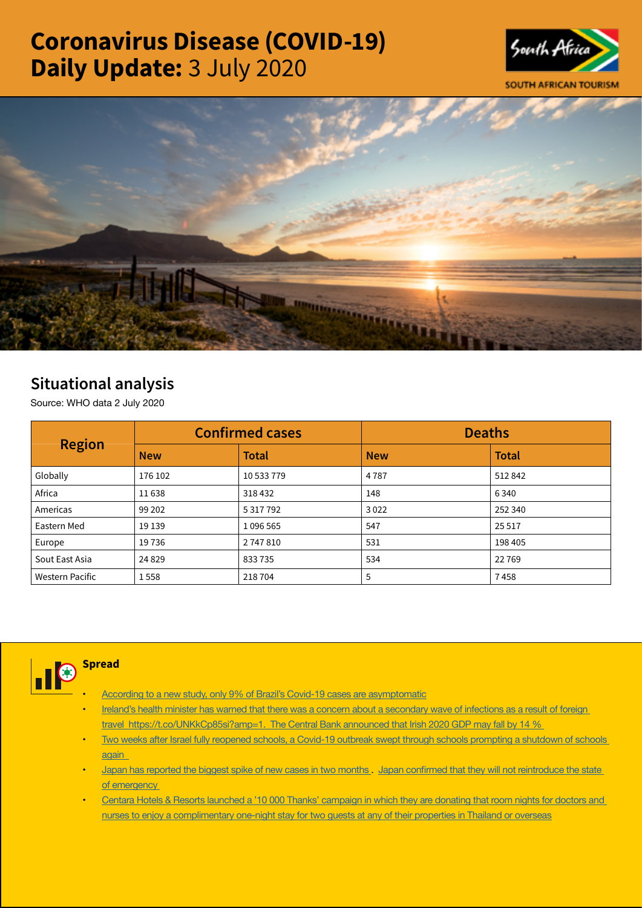# Coronavirus Disease (COVID-19) Daily Update: 3 July 2020

## Situational analysis

Source: WHO data 2 July 2020

| Region | Confirmed cases | | Deaths | |
|---|---|---|---|---|
| | New | Total | New | Total |
| Globally | 176 102 | 10 533 779 | 4 787 | 512 842 |
| Africa | 11 638 | 318 432 | 148 | 6 340 |
| Americas | 99 202 | 5 317 792 | 3 022 | 252 340 |
| Eastern Med | 19 139 | 1 096 565 | 547 | 25 517 |
| Europe | 19 736 | 2 747 810 | 531 | 198 405 |
| Sout East Asia | 24 829 | 833 735 | 534 | 22 769 |
| Western Pacific | 1 558 | 218 704 | 5 | 7 458 |

### Spread

- According to a new study, only 9% of Brazil's Covid-19 cases are asymptomatic
- Ireland's health minister has warned that there was a concern about a secondary wave of infections as a result of foreign travel https://t.co/UNKkCp85si?amp=1. The Central Bank announced that Irish 2020 GDP may fall by 14 %
- Two weeks after Israel fully reopened schools, a Covid-19 outbreak swept through schools prompting a shutdown of schools again
- Japan has reported the biggest spike of new cases in two months. Japan confirmed that they will not reintroduce the state of emergency
- Centara Hotels & Resorts launched a '10 000 Thanks' campaign in which they are donating that room nights for doctors and nurses to enjoy a complimentary one-night stay for two guests at any of their properties in Thailand or overseas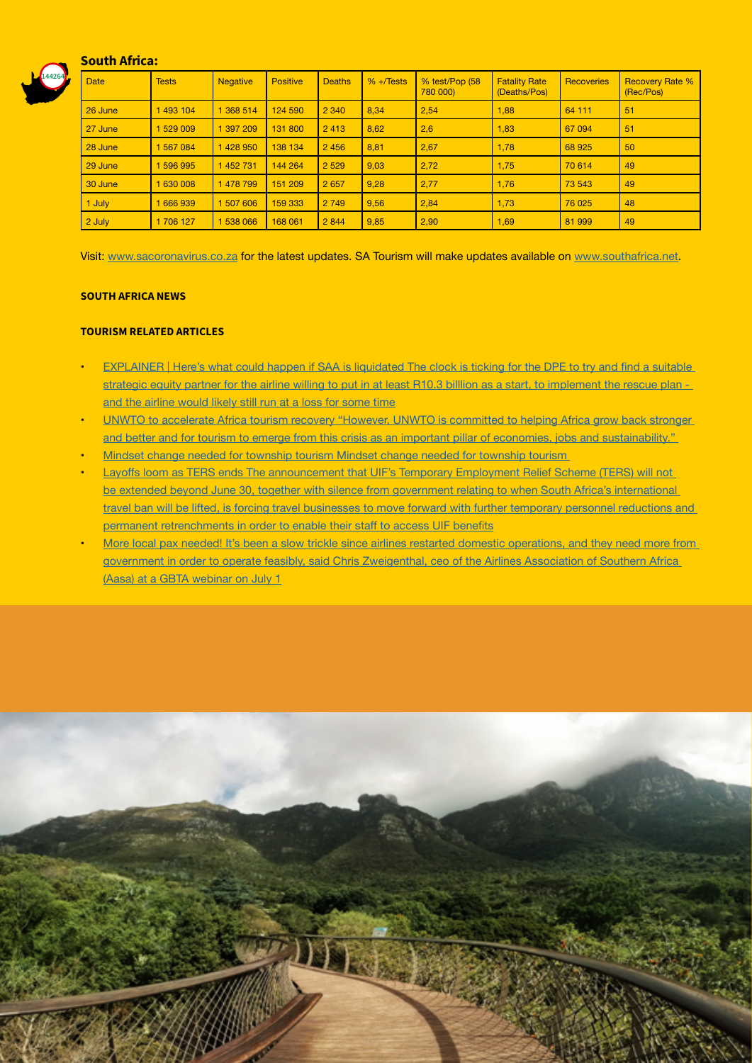## South Africa:

| Date | Tests | Negative | Positive | Deaths | % +/Tests | % test/Pop (58 780 000) | Fatality Rate (Deaths/Pos) | Recoveries | Recovery Rate % (Rec/Pos) |
|---|---|---|---|---|---|---|---|---|---|
| 26 June | 1 493 104 | 1 368 514 | 124 590 | 2 340 | 8,34 | 2,54 | 1,88 | 64 111 | 51 |
| 27 June | 1 529 009 | 1 397 209 | 131 800 | 2 413 | 8,62 | 2,6 | 1,83 | 67 094 | 51 |
| 28 June | 1 567 084 | 1 428 950 | 138 134 | 2 456 | 8,81 | 2,67 | 1,78 | 68 925 | 50 |
| 29 June | 1 596 995 | 1 452 731 | 144 264 | 2 529 | 9,03 | 2,72 | 1,75 | 70 614 | 49 |
| 30 June | 1 630 008 | 1 478 799 | 151 209 | 2 657 | 9,28 | 2,77 | 1,76 | 73 543 | 49 |
| 1 July | 1 666 939 | 1 507 606 | 159 333 | 2 749 | 9,56 | 2,84 | 1,73 | 76 025 | 48 |
| 2 July | 1 706 127 | 1 538 066 | 168 061 | 2 844 | 9,85 | 2,90 | 1,69 | 81 999 | 49 |

Visit: www.sacoronavirus.co.za for the latest updates. SA Tourism will make updates available on www.southafrica.net.

**SOUTH AFRICA NEWS**

**TOURISM RELATED ARTICLES**

- EXPLAINER | Here's what could happen if SAA is liquidated The clock is ticking for the DPE to try and find a suitable strategic equity partner for the airline willing to put in at least R10.3 billlion as a start, to implement the rescue plan - and the airline would likely still run at a loss for some time
- UNWTO to accelerate Africa tourism recovery "However, UNWTO is committed to helping Africa grow back stronger and better and for tourism to emerge from this crisis as an important pillar of economies, jobs and sustainability."
- Mindset change needed for township tourism Mindset change needed for township tourism
- Layoffs loom as TERS ends The announcement that UIF's Temporary Employment Relief Scheme (TERS) will not be extended beyond June 30, together with silence from government relating to when South Africa's international travel ban will be lifted, is forcing travel businesses to move forward with further temporary personnel reductions and permanent retrenchments in order to enable their staff to access UIF benefits
- More local pax needed! It's been a slow trickle since airlines restarted domestic operations, and they need more from government in order to operate feasibly, said Chris Zweigenthal, ceo of the Airlines Association of Southern Africa (Aasa) at a GBTA webinar on July 1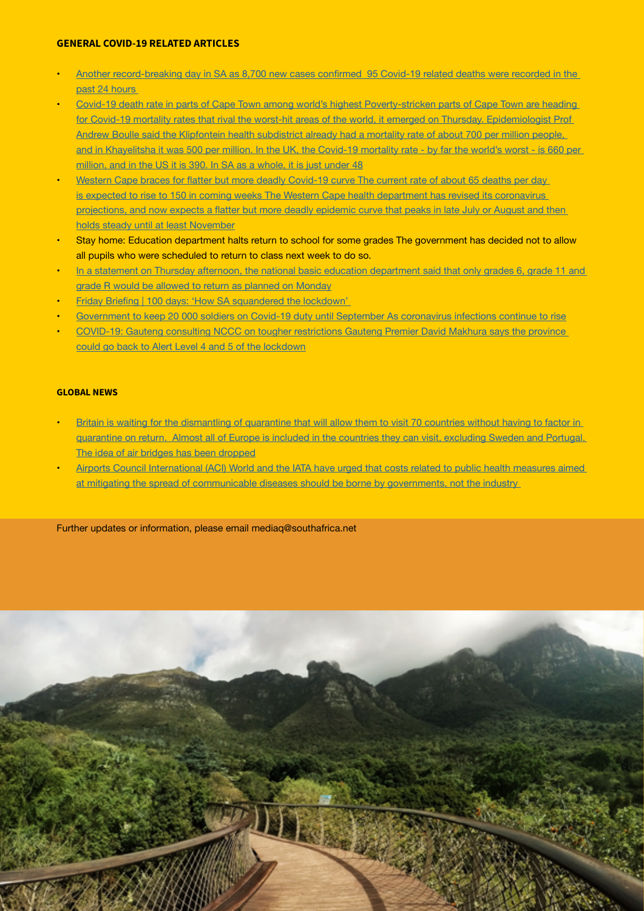**GENERAL COVID-19 RELATED ARTICLES**

- Another record-breaking day in SA as 8,700 new cases confirmed 95 Covid-19 related deaths were recorded in the past 24 hours
- Covid-19 death rate in parts of Cape Town among world's highest Poverty-stricken parts of Cape Town are heading for Covid-19 mortality rates that rival the worst-hit areas of the world, it emerged on Thursday. Epidemiologist Prof Andrew Boulle said the Klipfontein health subdistrict already had a mortality rate of about 700 per million people, and in Khayelitsha it was 500 per million. In the UK, the Covid-19 mortality rate - by far the world's worst - is 660 per million, and in the US it is 390. In SA as a whole, it is just under 48
- Western Cape braces for flatter but more deadly Covid-19 curve The current rate of about 65 deaths per day is expected to rise to 150 in coming weeks The Western Cape health department has revised its coronavirus projections, and now expects a flatter but more deadly epidemic curve that peaks in late July or August and then holds steady until at least November
- Stay home: Education department halts return to school for some grades The government has decided not to allow all pupils who were scheduled to return to class next week to do so.
- In a statement on Thursday afternoon, the national basic education department said that only grades 6, grade 11 and grade R would be allowed to return as planned on Monday
- Friday Briefing | 100 days: 'How SA squandered the lockdown'
- Government to keep 20 000 soldiers on Covid-19 duty until September As coronavirus infections continue to rise
- COVID-19: Gauteng consulting NCCC on tougher restrictions Gauteng Premier David Makhura says the province could go back to Alert Level 4 and 5 of the lockdown

**GLOBAL NEWS**

- Britain is waiting for the dismantling of quarantine that will allow them to visit 70 countries without having to factor in quarantine on return. Almost all of Europe is included in the countries they can visit, excluding Sweden and Portugal. The idea of air bridges has been dropped
- Airports Council International (ACI) World and the IATA have urged that costs related to public health measures aimed at mitigating the spread of communicable diseases should be borne by governments, not the industry

Further updates or information, please email mediaq@southafrica.net